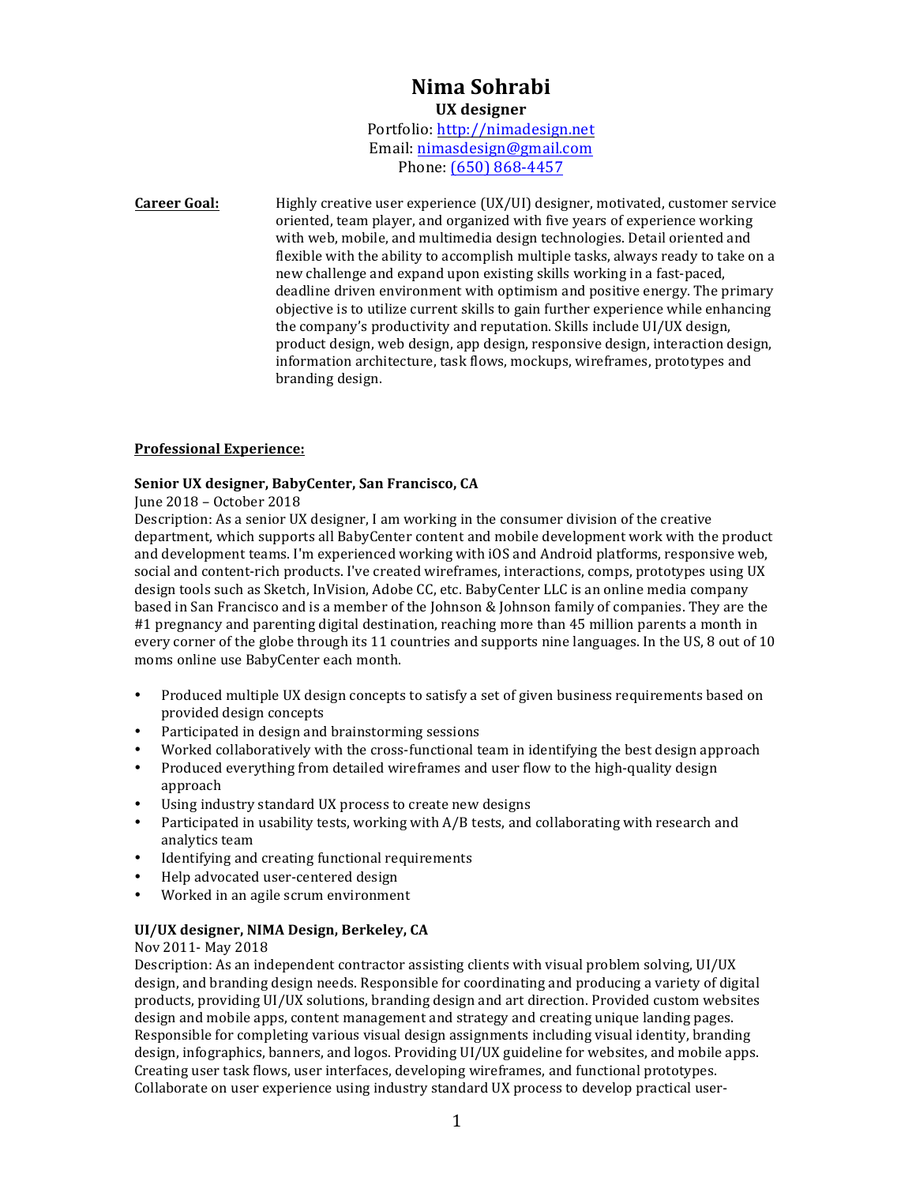# Nima Sohrabi

**UX designer**

Portfolio: [http://nimadesign.net](http://nimadesign.net)
Email: [nimasdesign@gmail.com](mailto:nimasdesign@gmail.com)
Phone: [(650) 868-4457](tel:6508684457)

**Career Goal:** Highly creative user experience (UX/UI) designer, motivated, customer service oriented, team player, and organized with five years of experience working with web, mobile, and multimedia design technologies. Detail oriented and flexible with the ability to accomplish multiple tasks, always ready to take on a new challenge and expand upon existing skills working in a fast-paced, deadline driven environment with optimism and positive energy. The primary objective is to utilize current skills to gain further experience while enhancing the company's productivity and reputation. Skills include UI/UX design, product design, web design, app design, responsive design, interaction design, information architecture, task flows, mockups, wireframes, prototypes and branding design.

## Professional Experience:

### Senior UX designer, BabyCenter, San Francisco, CA

June 2018 – October 2018

Description: As a senior UX designer, I am working in the consumer division of the creative department, which supports all BabyCenter content and mobile development work with the product and development teams. I'm experienced working with iOS and Android platforms, responsive web, social and content-rich products. I've created wireframes, interactions, comps, prototypes using UX design tools such as Sketch, InVision, Adobe CC, etc. BabyCenter LLC is an online media company based in San Francisco and is a member of the Johnson & Johnson family of companies. They are the #1 pregnancy and parenting digital destination, reaching more than 45 million parents a month in every corner of the globe through its 11 countries and supports nine languages. In the US, 8 out of 10 moms online use BabyCenter each month.

- Produced multiple UX design concepts to satisfy a set of given business requirements based on provided design concepts
- Participated in design and brainstorming sessions
- Worked collaboratively with the cross-functional team in identifying the best design approach
- Produced everything from detailed wireframes and user flow to the high-quality design approach
- Using industry standard UX process to create new designs
- Participated in usability tests, working with A/B tests, and collaborating with research and analytics team
- Identifying and creating functional requirements
- Help advocated user-centered design
- Worked in an agile scrum environment

### UI/UX designer, NIMA Design, Berkeley, CA

Nov 2011- May 2018

Description: As an independent contractor assisting clients with visual problem solving, UI/UX design, and branding design needs. Responsible for coordinating and producing a variety of digital products, providing UI/UX solutions, branding design and art direction. Provided custom websites design and mobile apps, content management and strategy and creating unique landing pages. Responsible for completing various visual design assignments including visual identity, branding design, infographics, banners, and logos. Providing UI/UX guideline for websites, and mobile apps. Creating user task flows, user interfaces, developing wireframes, and functional prototypes. Collaborate on user experience using industry standard UX process to develop practical user-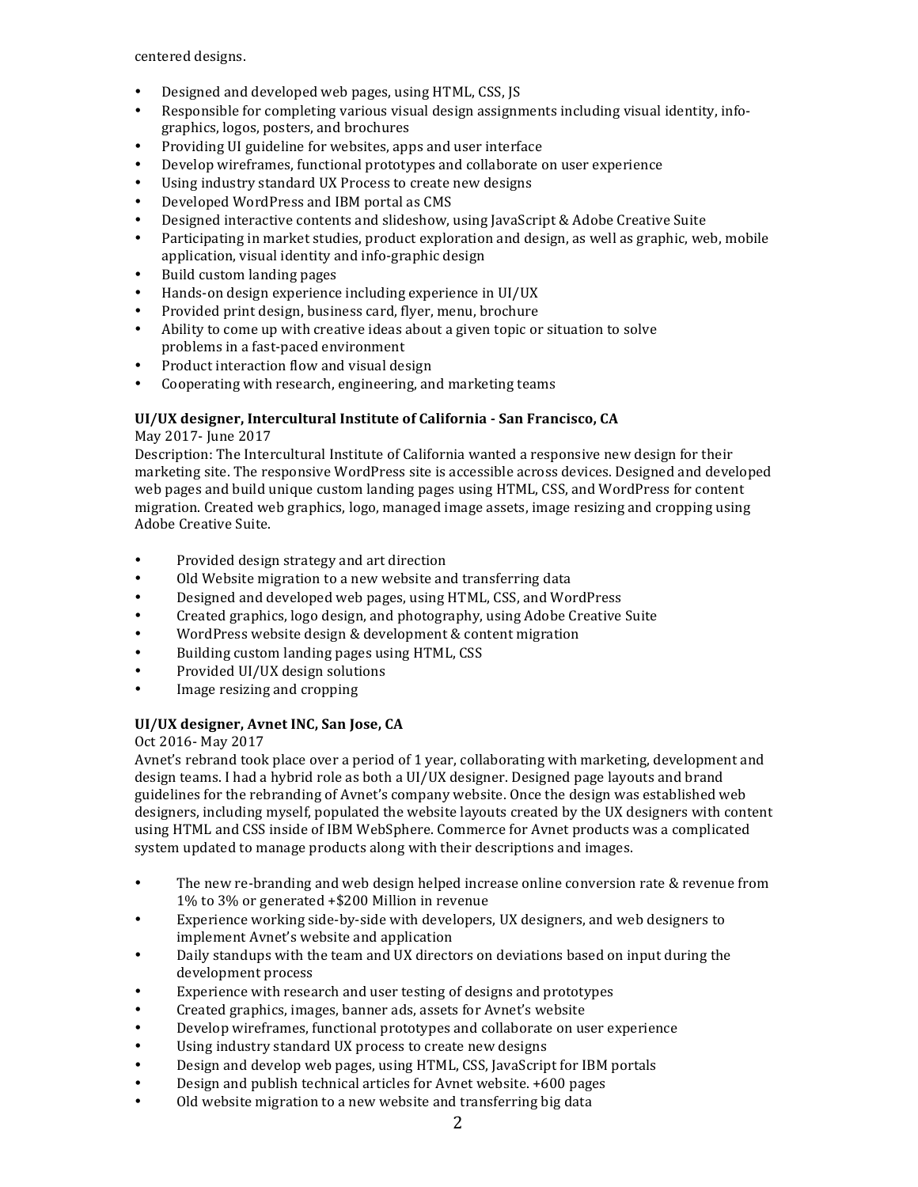centered designs.

- Designed and developed web pages, using HTML, CSS, JS
- Responsible for completing various visual design assignments including visual identity, info-graphics, logos, posters, and brochures
- Providing UI guideline for websites, apps and user interface
- Develop wireframes, functional prototypes and collaborate on user experience
- Using industry standard UX Process to create new designs
- Developed WordPress and IBM portal as CMS
- Designed interactive contents and slideshow, using JavaScript & Adobe Creative Suite
- Participating in market studies, product exploration and design, as well as graphic, web, mobile application, visual identity and info-graphic design
- Build custom landing pages
- Hands-on design experience including experience in UI/UX
- Provided print design, business card, flyer, menu, brochure
- Ability to come up with creative ideas about a given topic or situation to solve problems in a fast-paced environment
- Product interaction flow and visual design
- Cooperating with research, engineering, and marketing teams

**UI/UX designer, Intercultural Institute of California - San Francisco, CA**

May 2017- June 2017

Description: The Intercultural Institute of California wanted a responsive new design for their marketing site. The responsive WordPress site is accessible across devices. Designed and developed web pages and build unique custom landing pages using HTML, CSS, and WordPress for content migration. Created web graphics, logo, managed image assets, image resizing and cropping using Adobe Creative Suite.

- Provided design strategy and art direction
- Old Website migration to a new website and transferring data
- Designed and developed web pages, using HTML, CSS, and WordPress
- Created graphics, logo design, and photography, using Adobe Creative Suite
- WordPress website design & development & content migration
- Building custom landing pages using HTML, CSS
- Provided UI/UX design solutions
- Image resizing and cropping

**UI/UX designer, Avnet INC, San Jose, CA**

Oct 2016- May 2017

Avnet's rebrand took place over a period of 1 year, collaborating with marketing, development and design teams. I had a hybrid role as both a UI/UX designer. Designed page layouts and brand guidelines for the rebranding of Avnet's company website. Once the design was established web designers, including myself, populated the website layouts created by the UX designers with content using HTML and CSS inside of IBM WebSphere. Commerce for Avnet products was a complicated system updated to manage products along with their descriptions and images.

- The new re-branding and web design helped increase online conversion rate & revenue from 1% to 3% or generated +$200 Million in revenue
- Experience working side-by-side with developers, UX designers, and web designers to implement Avnet's website and application
- Daily standups with the team and UX directors on deviations based on input during the development process
- Experience with research and user testing of designs and prototypes
- Created graphics, images, banner ads, assets for Avnet's website
- Develop wireframes, functional prototypes and collaborate on user experience
- Using industry standard UX process to create new designs
- Design and develop web pages, using HTML, CSS, JavaScript for IBM portals
- Design and publish technical articles for Avnet website. +600 pages
- Old website migration to a new website and transferring big data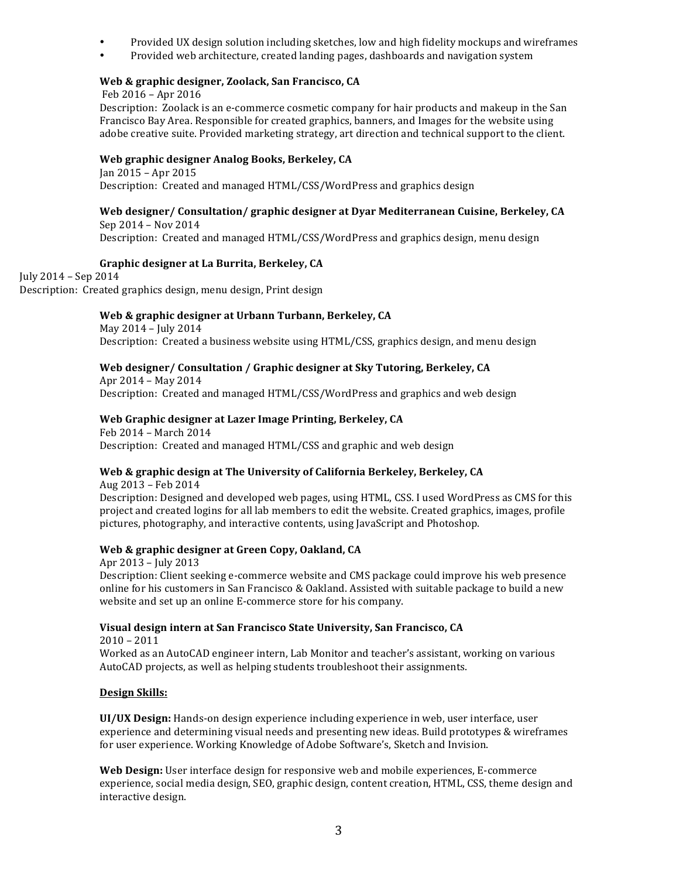- Provided UX design solution including sketches, low and high fidelity mockups and wireframes
- Provided web architecture, created landing pages, dashboards and navigation system

**Web & graphic designer, Zoolack, San Francisco, CA**
Feb 2016 – Apr 2016
Description: Zoolack is an e-commerce cosmetic company for hair products and makeup in the San Francisco Bay Area. Responsible for created graphics, banners, and Images for the website using adobe creative suite. Provided marketing strategy, art direction and technical support to the client.

**Web graphic designer Analog Books, Berkeley, CA**
Jan 2015 – Apr 2015
Description: Created and managed HTML/CSS/WordPress and graphics design

**Web designer/ Consultation/ graphic designer at Dyar Mediterranean Cuisine, Berkeley, CA**
Sep 2014 – Nov 2014
Description: Created and managed HTML/CSS/WordPress and graphics design, menu design

**Graphic designer at La Burrita, Berkeley, CA**
July 2014 – Sep 2014
Description: Created graphics design, menu design, Print design

**Web & graphic designer at Urbann Turbann, Berkeley, CA**
May 2014 – July 2014
Description: Created a business website using HTML/CSS, graphics design, and menu design

**Web designer/ Consultation / Graphic designer at Sky Tutoring, Berkeley, CA**
Apr 2014 – May 2014
Description: Created and managed HTML/CSS/WordPress and graphics and web design

**Web Graphic designer at Lazer Image Printing, Berkeley, CA**
Feb 2014 – March 2014
Description: Created and managed HTML/CSS and graphic and web design

**Web & graphic design at The University of California Berkeley, Berkeley, CA**
Aug 2013 – Feb 2014
Description: Designed and developed web pages, using HTML, CSS. I used WordPress as CMS for this project and created logins for all lab members to edit the website. Created graphics, images, profile pictures, photography, and interactive contents, using JavaScript and Photoshop.

**Web & graphic designer at Green Copy, Oakland, CA**
Apr 2013 – July 2013
Description: Client seeking e-commerce website and CMS package could improve his web presence online for his customers in San Francisco & Oakland. Assisted with suitable package to build a new website and set up an online E-commerce store for his company.

**Visual design intern at San Francisco State University, San Francisco, CA**
2010 – 2011
Worked as an AutoCAD engineer intern, Lab Monitor and teacher's assistant, working on various AutoCAD projects, as well as helping students troubleshoot their assignments.

**Design Skills:**

**UI/UX Design:** Hands-on design experience including experience in web, user interface, user experience and determining visual needs and presenting new ideas. Build prototypes & wireframes for user experience. Working Knowledge of Adobe Software's, Sketch and Invision.

**Web Design:** User interface design for responsive web and mobile experiences, E-commerce experience, social media design, SEO, graphic design, content creation, HTML, CSS, theme design and interactive design.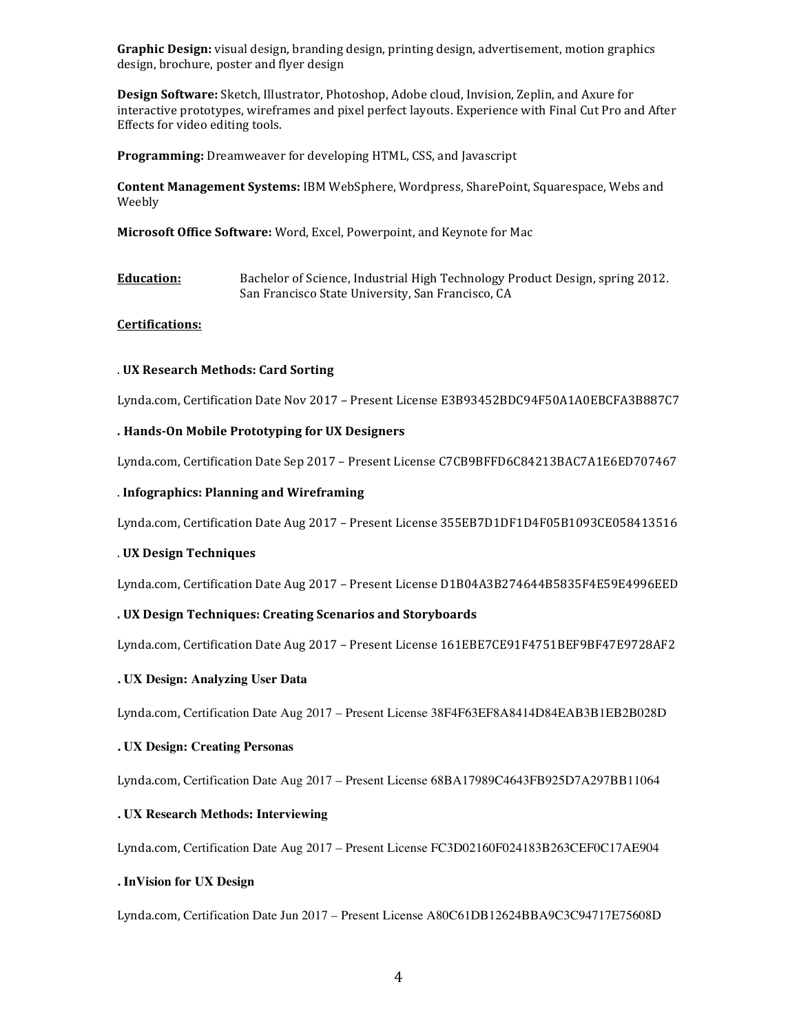**Graphic Design:** visual design, branding design, printing design, advertisement, motion graphics design, brochure, poster and flyer design

**Design Software:** Sketch, Illustrator, Photoshop, Adobe cloud, Invision, Zeplin, and Axure for interactive prototypes, wireframes and pixel perfect layouts. Experience with Final Cut Pro and After Effects for video editing tools.

**Programming:** Dreamweaver for developing HTML, CSS, and Javascript

**Content Management Systems:** IBM WebSphere, Wordpress, SharePoint, Squarespace, Webs and Weebly

**Microsoft Office Software:** Word, Excel, Powerpoint, and Keynote for Mac

**Education:** Bachelor of Science, Industrial High Technology Product Design, spring 2012. San Francisco State University, San Francisco, CA

**Certifications:**

. **UX Research Methods: Card Sorting**

Lynda.com, Certification Date Nov 2017 – Present License E3B93452BDC94F50A1A0EBCFA3B887C7

**. Hands-On Mobile Prototyping for UX Designers**

Lynda.com, Certification Date Sep 2017 – Present License C7CB9BFFD6C84213BAC7A1E6ED707467

. **Infographics: Planning and Wireframing**

Lynda.com, Certification Date Aug 2017 – Present License 355EB7D1DF1D4F05B1093CE058413516

. **UX Design Techniques**

Lynda.com, Certification Date Aug 2017 – Present License D1B04A3B274644B5835F4E59E4996EED

**. UX Design Techniques: Creating Scenarios and Storyboards**

Lynda.com, Certification Date Aug 2017 – Present License 161EBE7CE91F4751BEF9BF47E9728AF2

**. UX Design: Analyzing User Data**

Lynda.com, Certification Date Aug 2017 – Present License 38F4F63EF8A8414D84EAB3B1EB2B028D

**. UX Design: Creating Personas**

Lynda.com, Certification Date Aug 2017 – Present License 68BA17989C4643FB925D7A297BB11064

**. UX Research Methods: Interviewing**

Lynda.com, Certification Date Aug 2017 – Present License FC3D02160F024183B263CEF0C17AE904

**. InVision for UX Design**

Lynda.com, Certification Date Jun 2017 – Present License A80C61DB12624BBA9C3C94717E75608D